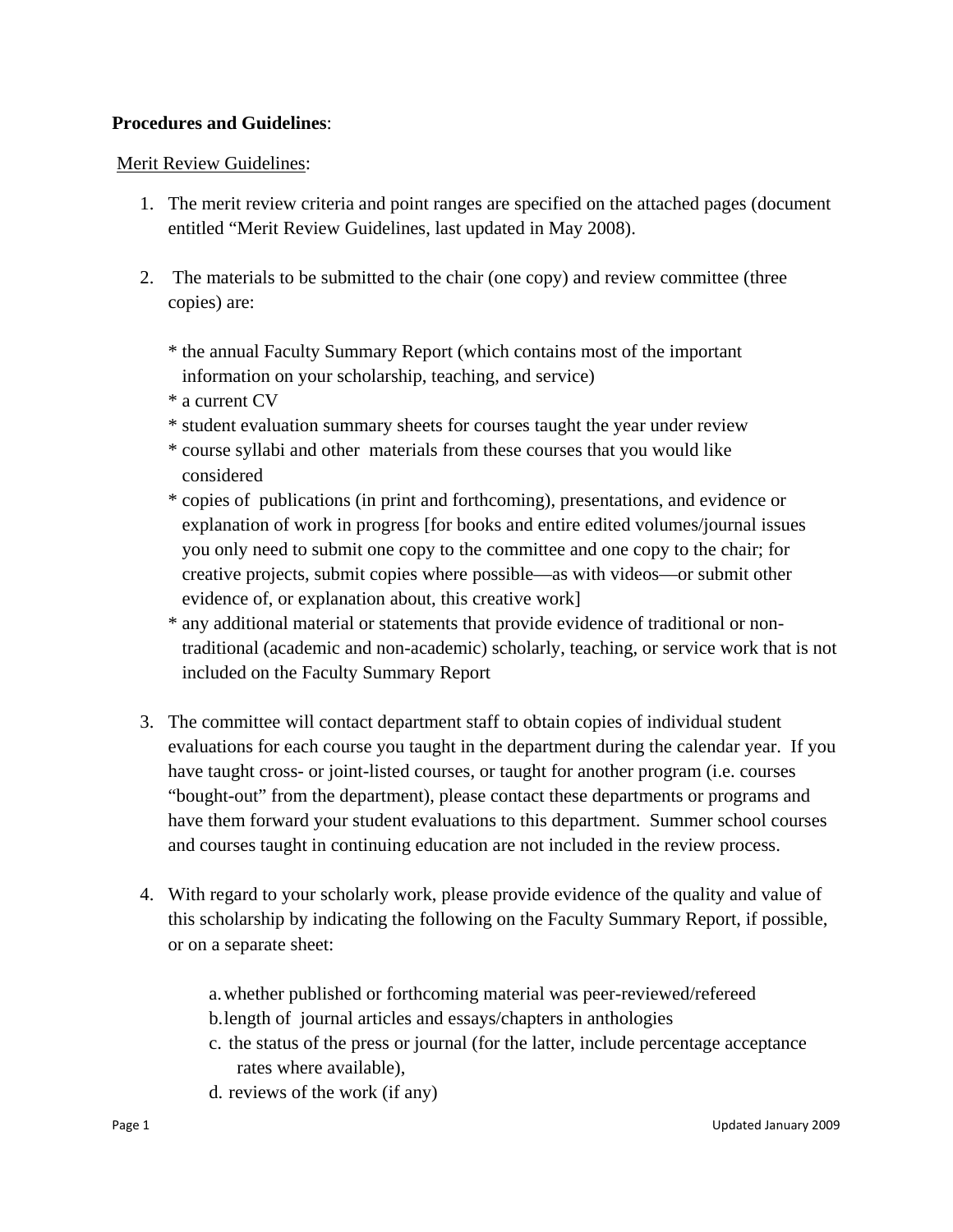**Procedures and Guidelines**:

Merit Review Guidelines:

1. The merit review criteria and point ranges are specified on the attached pages (document entitled "Merit Review Guidelines, last updated in May 2008).

2. The materials to be submitted to the chair (one copy) and review committee (three copies) are:

   * the annual Faculty Summary Report (which contains most of the important information on your scholarship, teaching, and service)
   * a current CV
   * student evaluation summary sheets for courses taught the year under review
   * course syllabi and other materials from these courses that you would like considered
   * copies of publications (in print and forthcoming), presentations, and evidence or explanation of work in progress [for books and entire edited volumes/journal issues you only need to submit one copy to the committee and one copy to the chair; for creative projects, submit copies where possible—as with videos—or submit other evidence of, or explanation about, this creative work]
   * any additional material or statements that provide evidence of traditional or non-traditional (academic and non-academic) scholarly, teaching, or service work that is not included on the Faculty Summary Report

3. The committee will contact department staff to obtain copies of individual student evaluations for each course you taught in the department during the calendar year. If you have taught cross- or joint-listed courses, or taught for another program (i.e. courses "bought-out" from the department), please contact these departments or programs and have them forward your student evaluations to this department. Summer school courses and courses taught in continuing education are not included in the review process.

4. With regard to your scholarly work, please provide evidence of the quality and value of this scholarship by indicating the following on the Faculty Summary Report, if possible, or on a separate sheet:

   a. whether published or forthcoming material was peer-reviewed/refereed
   b. length of journal articles and essays/chapters in anthologies
   c. the status of the press or journal (for the latter, include percentage acceptance rates where available),
   d. reviews of the work (if any)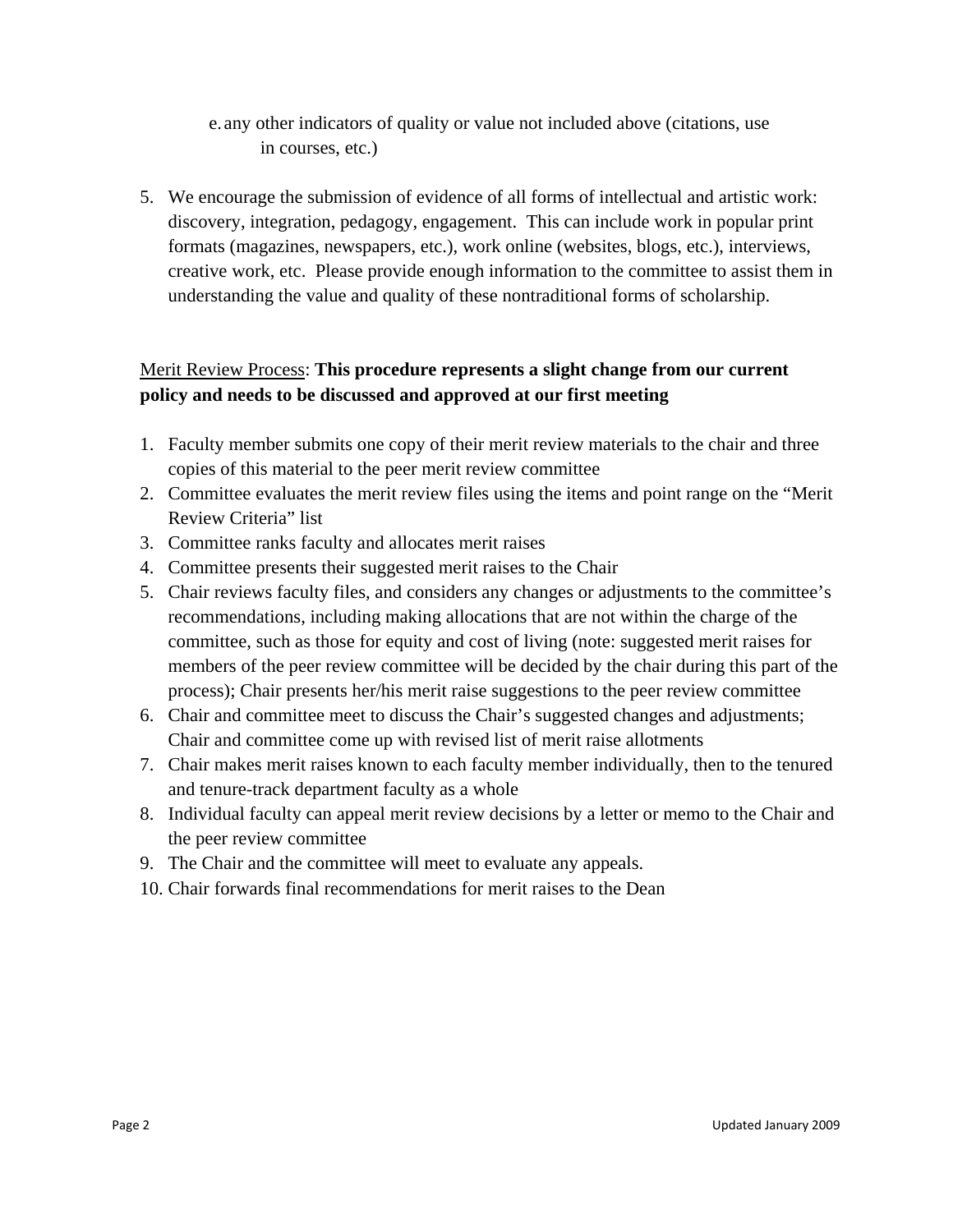e. any other indicators of quality or value not included above (citations, use in courses, etc.)

5. We encourage the submission of evidence of all forms of intellectual and artistic work: discovery, integration, pedagogy, engagement. This can include work in popular print formats (magazines, newspapers, etc.), work online (websites, blogs, etc.), interviews, creative work, etc. Please provide enough information to the committee to assist them in understanding the value and quality of these nontraditional forms of scholarship.

<u>Merit Review Process</u>: **This procedure represents a slight change from our current policy and needs to be discussed and approved at our first meeting**

1. Faculty member submits one copy of their merit review materials to the chair and three copies of this material to the peer merit review committee
2. Committee evaluates the merit review files using the items and point range on the "Merit Review Criteria" list
3. Committee ranks faculty and allocates merit raises
4. Committee presents their suggested merit raises to the Chair
5. Chair reviews faculty files, and considers any changes or adjustments to the committee's recommendations, including making allocations that are not within the charge of the committee, such as those for equity and cost of living (note: suggested merit raises for members of the peer review committee will be decided by the chair during this part of the process); Chair presents her/his merit raise suggestions to the peer review committee
6. Chair and committee meet to discuss the Chair's suggested changes and adjustments; Chair and committee come up with revised list of merit raise allotments
7. Chair makes merit raises known to each faculty member individually, then to the tenured and tenure-track department faculty as a whole
8. Individual faculty can appeal merit review decisions by a letter or memo to the Chair and the peer review committee
9. The Chair and the committee will meet to evaluate any appeals.
10. Chair forwards final recommendations for merit raises to the Dean